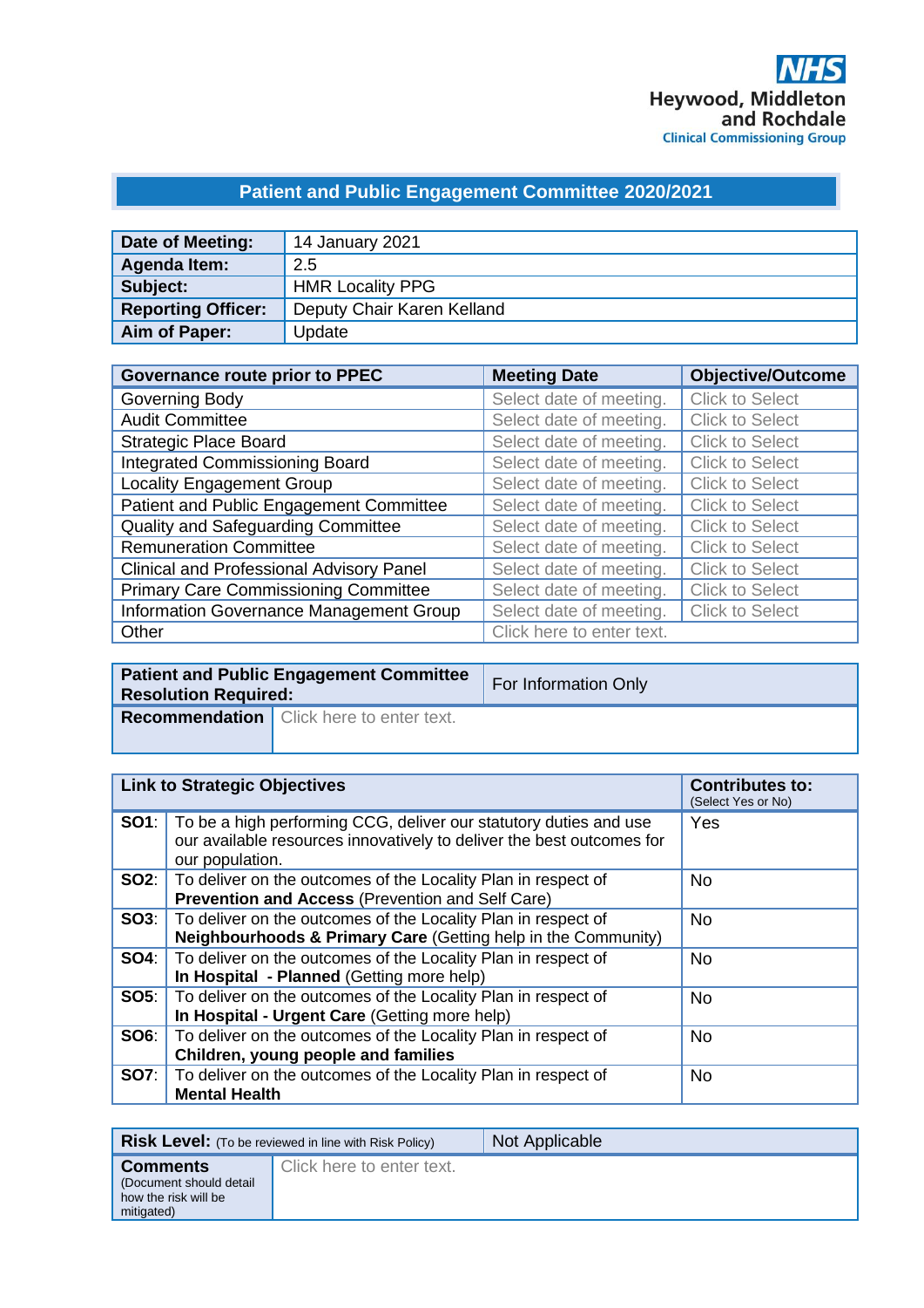NHS
Heywood, Middleton and Rochdale
Clinical Commissioning Group

# Patient and Public Engagement Committee 2020/2021

| | |
|---|---|
| **Date of Meeting:** | 14 January 2021 |
| **Agenda Item:** | 2.5 |
| **Subject:** | HMR Locality PPG |
| **Reporting Officer:** | Deputy Chair Karen Kelland |
| **Aim of Paper:** | Update |

| Governance route prior to PPEC | Meeting Date | Objective/Outcome |
|---|---|---|
| Governing Body | Select date of meeting. | Click to Select |
| Audit Committee | Select date of meeting. | Click to Select |
| Strategic Place Board | Select date of meeting. | Click to Select |
| Integrated Commissioning Board | Select date of meeting. | Click to Select |
| Locality Engagement Group | Select date of meeting. | Click to Select |
| Patient and Public Engagement Committee | Select date of meeting. | Click to Select |
| Quality and Safeguarding Committee | Select date of meeting. | Click to Select |
| Remuneration Committee | Select date of meeting. | Click to Select |
| Clinical and Professional Advisory Panel | Select date of meeting. | Click to Select |
| Primary Care Commissioning Committee | Select date of meeting. | Click to Select |
| Information Governance Management Group | Select date of meeting. | Click to Select |
| Other | Click here to enter text. | |

| | |
|---|---|
| **Patient and Public Engagement Committee Resolution Required:** | For Information Only |
| **Recommendation** | Click here to enter text. |

| Link to Strategic Objectives | | Contributes to: (Select Yes or No) |
|---|---|---|
| **SO1**: | To be a high performing CCG, deliver our statutory duties and use our available resources innovatively to deliver the best outcomes for our population. | Yes |
| **SO2**: | To deliver on the outcomes of the Locality Plan in respect of **Prevention and Access** (Prevention and Self Care) | No |
| **SO3**: | To deliver on the outcomes of the Locality Plan in respect of **Neighbourhoods & Primary Care** (Getting help in the Community) | No |
| **SO4**: | To deliver on the outcomes of the Locality Plan in respect of **In Hospital - Planned** (Getting more help) | No |
| **SO5**: | To deliver on the outcomes of the Locality Plan in respect of **In Hospital - Urgent Care** (Getting more help) | No |
| **SO6**: | To deliver on the outcomes of the Locality Plan in respect of **Children, young people and families** | No |
| **SO7**: | To deliver on the outcomes of the Locality Plan in respect of **Mental Health** | No |

| | |
|---|---|
| **Risk Level:** (To be reviewed in line with Risk Policy) | Not Applicable |
| **Comments** (Document should detail how the risk will be mitigated) | Click here to enter text. |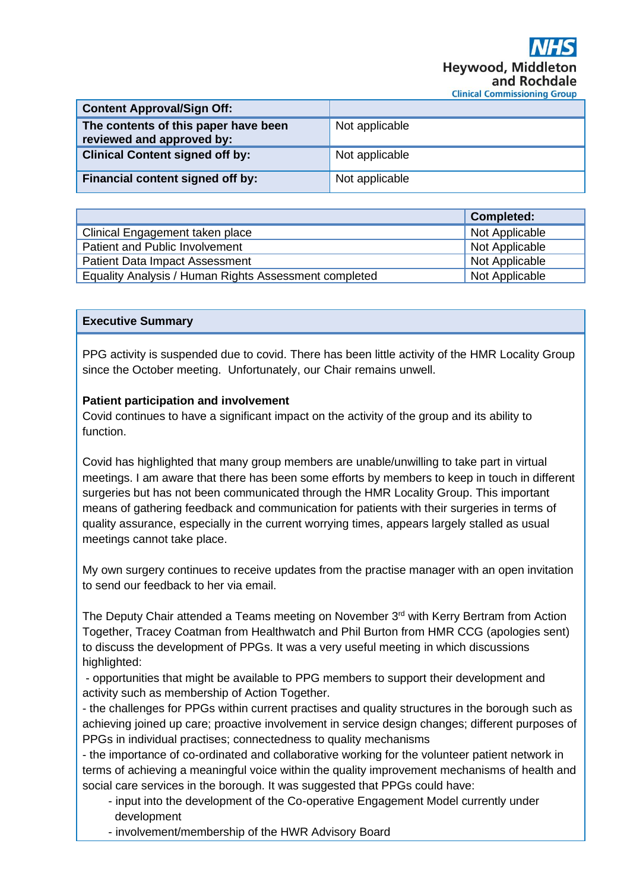| Content Approval/Sign Off: | |
|---|---|
| **The contents of this paper have been reviewed and approved by:** | Not applicable |
| **Clinical Content signed off by:** | Not applicable |
| **Financial content signed off by:** | Not applicable |

| | Completed: |
|---|---|
| Clinical Engagement taken place | Not Applicable |
| Patient and Public Involvement | Not Applicable |
| Patient Data Impact Assessment | Not Applicable |
| Equality Analysis / Human Rights Assessment completed | Not Applicable |

**Executive Summary**

PPG activity is suspended due to covid. There has been little activity of the HMR Locality Group since the October meeting. Unfortunately, our Chair remains unwell.

**Patient participation and involvement**

Covid continues to have a significant impact on the activity of the group and its ability to function.

Covid has highlighted that many group members are unable/unwilling to take part in virtual meetings. I am aware that there has been some efforts by members to keep in touch in different surgeries but has not been communicated through the HMR Locality Group. This important means of gathering feedback and communication for patients with their surgeries in terms of quality assurance, especially in the current worrying times, appears largely stalled as usual meetings cannot take place.

My own surgery continues to receive updates from the practise manager with an open invitation to send our feedback to her via email.

The Deputy Chair attended a Teams meeting on November 3rd with Kerry Bertram from Action Together, Tracey Coatman from Healthwatch and Phil Burton from HMR CCG (apologies sent) to discuss the development of PPGs. It was a very useful meeting in which discussions highlighted:

- opportunities that might be available to PPG members to support their development and activity such as membership of Action Together.
- the challenges for PPGs within current practises and quality structures in the borough such as achieving joined up care; proactive involvement in service design changes; different purposes of PPGs in individual practises; connectedness to quality mechanisms
- the importance of co-ordinated and collaborative working for the volunteer patient network in terms of achieving a meaningful voice within the quality improvement mechanisms of health and social care services in the borough. It was suggested that PPGs could have:
  - input into the development of the Co-operative Engagement Model currently under development
  - involvement/membership of the HWR Advisory Board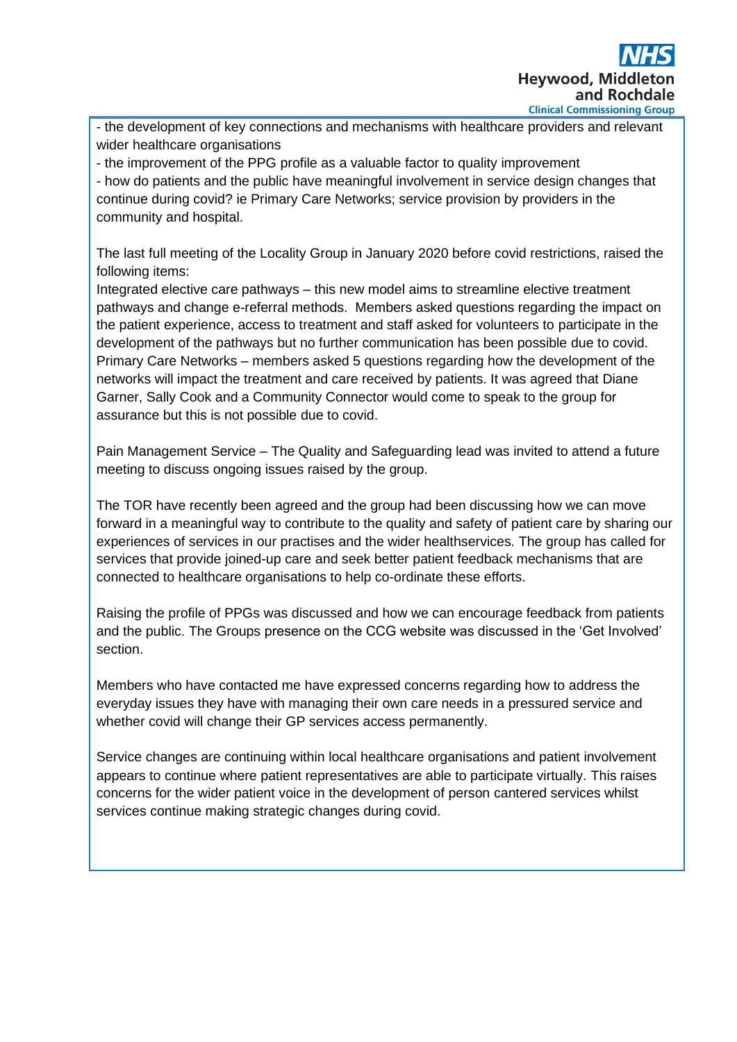- the development of key connections and mechanisms with healthcare providers and relevant wider healthcare organisations
- the improvement of the PPG profile as a valuable factor to quality improvement
- how do patients and the public have meaningful involvement in service design changes that continue during covid? ie Primary Care Networks; service provision by providers in the community and hospital.

The last full meeting of the Locality Group in January 2020 before covid restrictions, raised the following items:
Integrated elective care pathways – this new model aims to streamline elective treatment pathways and change e-referral methods. Members asked questions regarding the impact on the patient experience, access to treatment and staff asked for volunteers to participate in the development of the pathways but no further communication has been possible due to covid.
Primary Care Networks – members asked 5 questions regarding how the development of the networks will impact the treatment and care received by patients. It was agreed that Diane Garner, Sally Cook and a Community Connector would come to speak to the group for assurance but this is not possible due to covid.

Pain Management Service – The Quality and Safeguarding lead was invited to attend a future meeting to discuss ongoing issues raised by the group.

The TOR have recently been agreed and the group had been discussing how we can move forward in a meaningful way to contribute to the quality and safety of patient care by sharing our experiences of services in our practises and the wider healthservices. The group has called for services that provide joined-up care and seek better patient feedback mechanisms that are connected to healthcare organisations to help co-ordinate these efforts.

Raising the profile of PPGs was discussed and how we can encourage feedback from patients and the public. The Groups presence on the CCG website was discussed in the 'Get Involved' section.

Members who have contacted me have expressed concerns regarding how to address the everyday issues they have with managing their own care needs in a pressured service and whether covid will change their GP services access permanently.

Service changes are continuing within local healthcare organisations and patient involvement appears to continue where patient representatives are able to participate virtually. This raises concerns for the wider patient voice in the development of person cantered services whilst services continue making strategic changes during covid.